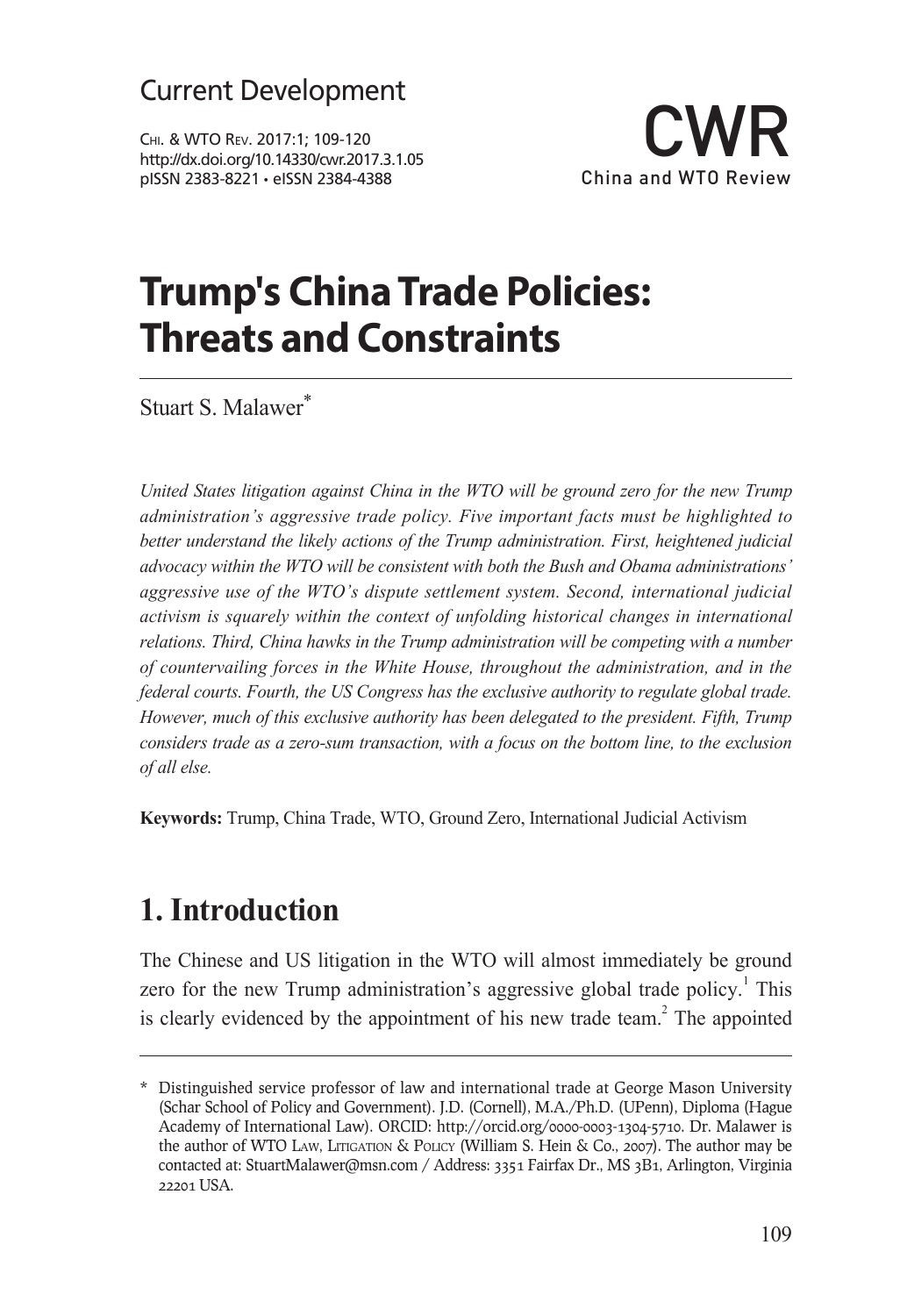Current Development

CWR
China and WTO Review

# Trump's China Trade Policies: Threats and Constraints

Stuart S. Malawer*

*United States litigation against China in the WTO will be ground zero for the new Trump administration's aggressive trade policy. Five important facts must be highlighted to better understand the likely actions of the Trump administration. First, heightened judicial advocacy within the WTO will be consistent with both the Bush and Obama administrations' aggressive use of the WTO's dispute settlement system. Second, international judicial activism is squarely within the context of unfolding historical changes in international relations. Third, China hawks in the Trump administration will be competing with a number of countervailing forces in the White House, throughout the administration, and in the federal courts. Fourth, the US Congress has the exclusive authority to regulate global trade. However, much of this exclusive authority has been delegated to the president. Fifth, Trump considers trade as a zero-sum transaction, with a focus on the bottom line, to the exclusion of all else.*

**Keywords:** Trump, China Trade, WTO, Ground Zero, International Judicial Activism

## 1. Introduction

The Chinese and US litigation in the WTO will almost immediately be ground zero for the new Trump administration's aggressive global trade policy.[1] This is clearly evidenced by the appointment of his new trade team.[2] The appointed

---

\* Distinguished service professor of law and international trade at George Mason University (Schar School of Policy and Government). J.D. (Cornell), M.A./Ph.D. (UPenn), Diploma (Hague Academy of International Law). ORCID: http://orcid.org/0000-0003-1304-5710. Dr. Malawer is the author of WTO Law, Litigation & Policy (William S. Hein & Co., 2007). The author may be contacted at: StuartMalawer@msn.com / Address: 3351 Fairfax Dr., MS 3B1, Arlington, Virginia 22201 USA.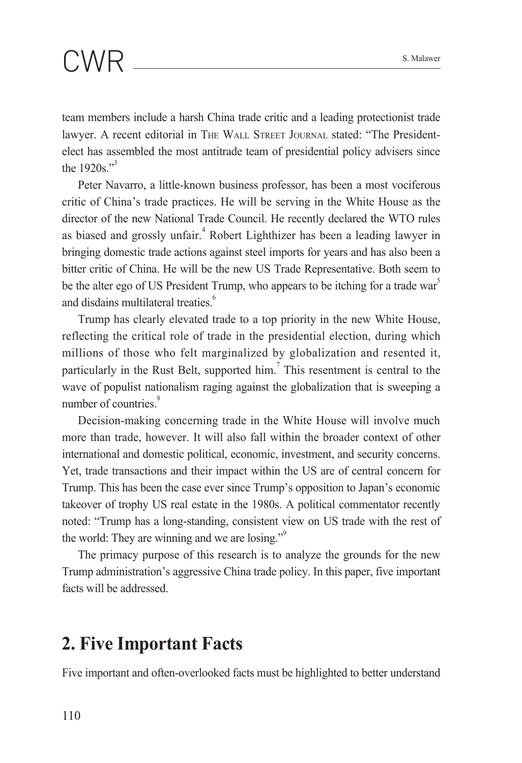team members include a harsh China trade critic and a leading protectionist trade lawyer. A recent editorial in The Wall Street Journal stated: "The President-elect has assembled the most antitrade team of presidential policy advisers since the 1920s."[3]

Peter Navarro, a little-known business professor, has been a most vociferous critic of China's trade practices. He will be serving in the White House as the director of the new National Trade Council. He recently declared the WTO rules as biased and grossly unfair.[4] Robert Lighthizer has been a leading lawyer in bringing domestic trade actions against steel imports for years and has also been a bitter critic of China. He will be the new US Trade Representative. Both seem to be the alter ego of US President Trump, who appears to be itching for a trade war[5] and disdains multilateral treaties.[6]

Trump has clearly elevated trade to a top priority in the new White House, reflecting the critical role of trade in the presidential election, during which millions of those who felt marginalized by globalization and resented it, particularly in the Rust Belt, supported him.[7] This resentment is central to the wave of populist nationalism raging against the globalization that is sweeping a number of countries.[8]

Decision-making concerning trade in the White House will involve much more than trade, however. It will also fall within the broader context of other international and domestic political, economic, investment, and security concerns. Yet, trade transactions and their impact within the US are of central concern for Trump. This has been the case ever since Trump's opposition to Japan's economic takeover of trophy US real estate in the 1980s. A political commentator recently noted: "Trump has a long-standing, consistent view on US trade with the rest of the world: They are winning and we are losing."[9]

The primacy purpose of this research is to analyze the grounds for the new Trump administration's aggressive China trade policy. In this paper, five important facts will be addressed.

## 2. Five Important Facts

Five important and often-overlooked facts must be highlighted to better understand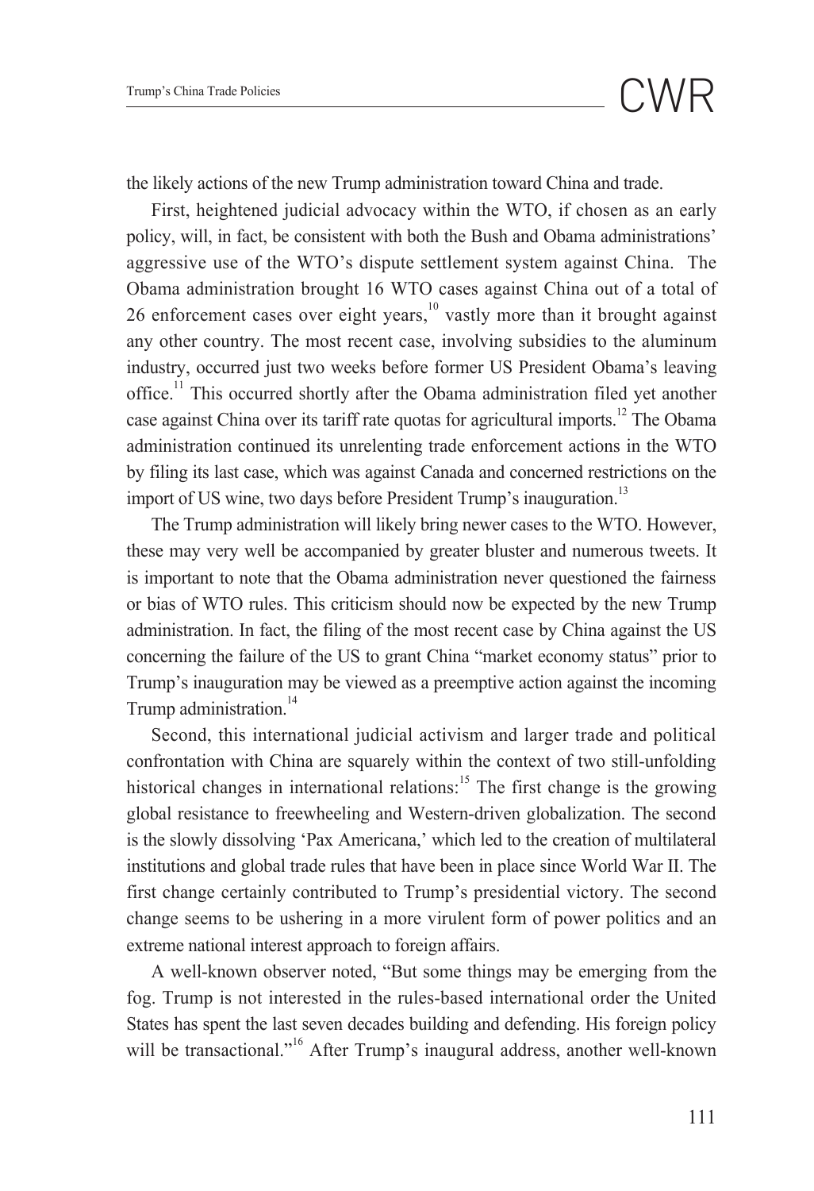the likely actions of the new Trump administration toward China and trade.

First, heightened judicial advocacy within the WTO, if chosen as an early policy, will, in fact, be consistent with both the Bush and Obama administrations' aggressive use of the WTO's dispute settlement system against China. The Obama administration brought 16 WTO cases against China out of a total of 26 enforcement cases over eight years,[10] vastly more than it brought against any other country. The most recent case, involving subsidies to the aluminum industry, occurred just two weeks before former US President Obama's leaving office.[11] This occurred shortly after the Obama administration filed yet another case against China over its tariff rate quotas for agricultural imports.[12] The Obama administration continued its unrelenting trade enforcement actions in the WTO by filing its last case, which was against Canada and concerned restrictions on the import of US wine, two days before President Trump's inauguration.[13]

The Trump administration will likely bring newer cases to the WTO. However, these may very well be accompanied by greater bluster and numerous tweets. It is important to note that the Obama administration never questioned the fairness or bias of WTO rules. This criticism should now be expected by the new Trump administration. In fact, the filing of the most recent case by China against the US concerning the failure of the US to grant China "market economy status" prior to Trump's inauguration may be viewed as a preemptive action against the incoming Trump administration.[14]

Second, this international judicial activism and larger trade and political confrontation with China are squarely within the context of two still-unfolding historical changes in international relations:[15] The first change is the growing global resistance to freewheeling and Western-driven globalization. The second is the slowly dissolving 'Pax Americana,' which led to the creation of multilateral institutions and global trade rules that have been in place since World War II. The first change certainly contributed to Trump's presidential victory. The second change seems to be ushering in a more virulent form of power politics and an extreme national interest approach to foreign affairs.

A well-known observer noted, "But some things may be emerging from the fog. Trump is not interested in the rules-based international order the United States has spent the last seven decades building and defending. His foreign policy will be transactional."[16] After Trump's inaugural address, another well-known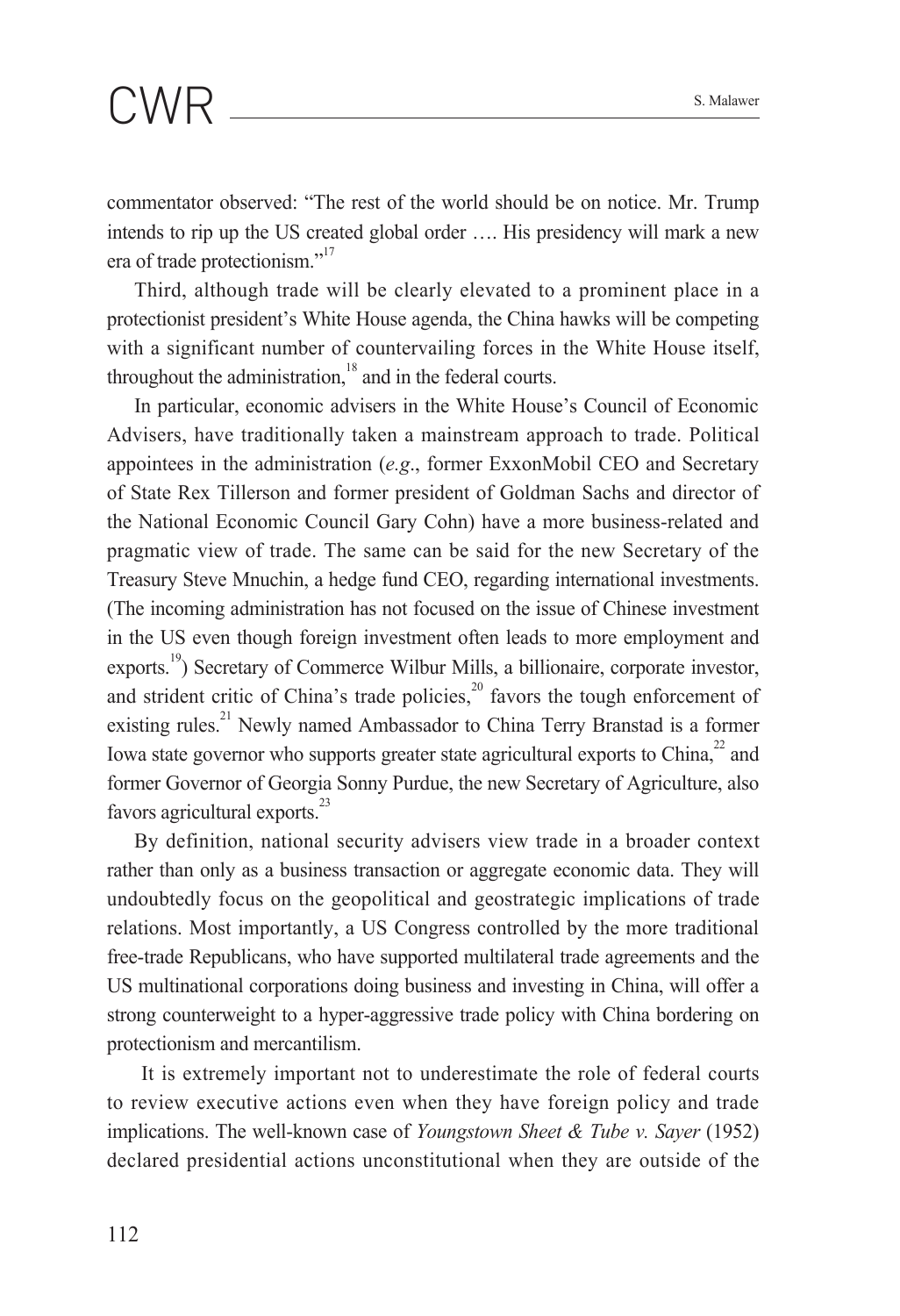commentator observed: "The rest of the world should be on notice. Mr. Trump intends to rip up the US created global order …. His presidency will mark a new era of trade protectionism."[17]

Third, although trade will be clearly elevated to a prominent place in a protectionist president's White House agenda, the China hawks will be competing with a significant number of countervailing forces in the White House itself, throughout the administration,[18] and in the federal courts.

In particular, economic advisers in the White House's Council of Economic Advisers, have traditionally taken a mainstream approach to trade. Political appointees in the administration (*e.g*., former ExxonMobil CEO and Secretary of State Rex Tillerson and former president of Goldman Sachs and director of the National Economic Council Gary Cohn) have a more business-related and pragmatic view of trade. The same can be said for the new Secretary of the Treasury Steve Mnuchin, a hedge fund CEO, regarding international investments. (The incoming administration has not focused on the issue of Chinese investment in the US even though foreign investment often leads to more employment and exports.[19]) Secretary of Commerce Wilbur Mills, a billionaire, corporate investor, and strident critic of China's trade policies,[20] favors the tough enforcement of existing rules.[21] Newly named Ambassador to China Terry Branstad is a former Iowa state governor who supports greater state agricultural exports to China,[22] and former Governor of Georgia Sonny Purdue, the new Secretary of Agriculture, also favors agricultural exports.[23]

By definition, national security advisers view trade in a broader context rather than only as a business transaction or aggregate economic data. They will undoubtedly focus on the geopolitical and geostrategic implications of trade relations. Most importantly, a US Congress controlled by the more traditional free-trade Republicans, who have supported multilateral trade agreements and the US multinational corporations doing business and investing in China, will offer a strong counterweight to a hyper-aggressive trade policy with China bordering on protectionism and mercantilism.

It is extremely important not to underestimate the role of federal courts to review executive actions even when they have foreign policy and trade implications. The well-known case of *Youngstown Sheet & Tube v. Sayer* (1952) declared presidential actions unconstitutional when they are outside of the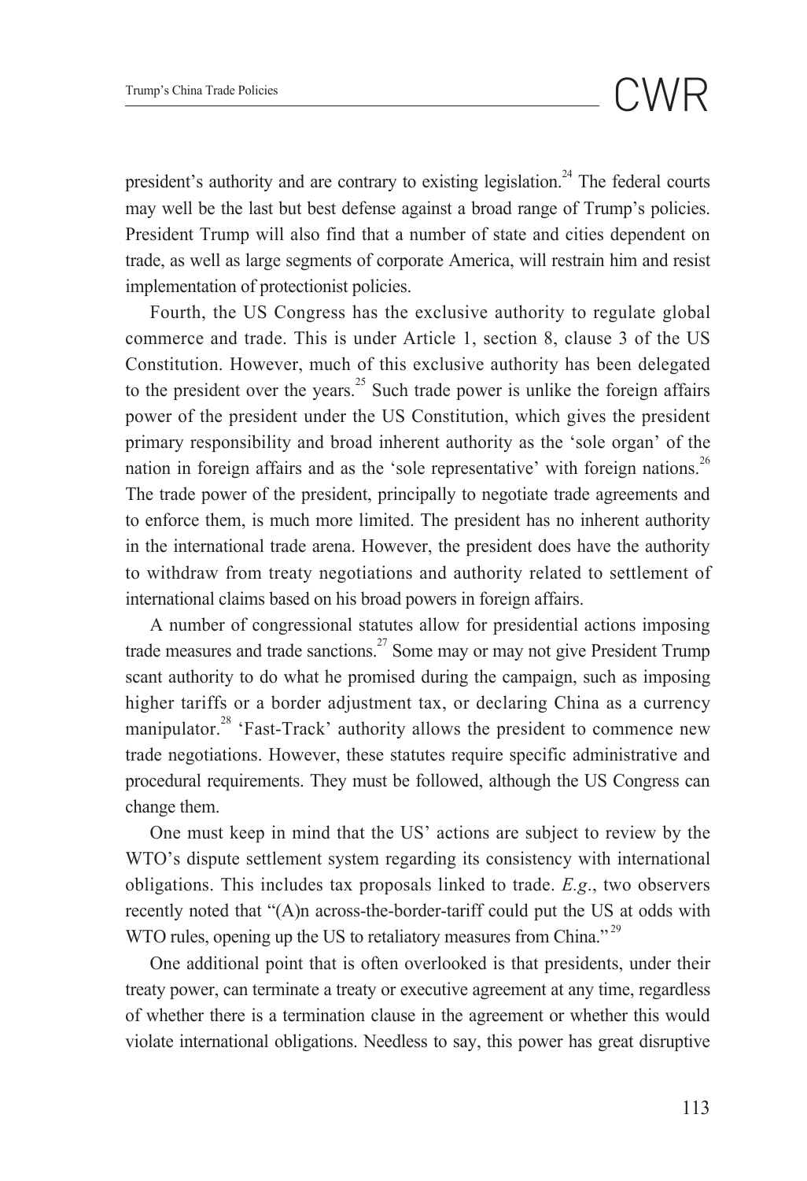president's authority and are contrary to existing legislation.[24] The federal courts may well be the last but best defense against a broad range of Trump's policies. President Trump will also find that a number of state and cities dependent on trade, as well as large segments of corporate America, will restrain him and resist implementation of protectionist policies.

Fourth, the US Congress has the exclusive authority to regulate global commerce and trade. This is under Article 1, section 8, clause 3 of the US Constitution. However, much of this exclusive authority has been delegated to the president over the years.[25] Such trade power is unlike the foreign affairs power of the president under the US Constitution, which gives the president primary responsibility and broad inherent authority as the 'sole organ' of the nation in foreign affairs and as the 'sole representative' with foreign nations.[26] The trade power of the president, principally to negotiate trade agreements and to enforce them, is much more limited. The president has no inherent authority in the international trade arena. However, the president does have the authority to withdraw from treaty negotiations and authority related to settlement of international claims based on his broad powers in foreign affairs.

A number of congressional statutes allow for presidential actions imposing trade measures and trade sanctions.[27] Some may or may not give President Trump scant authority to do what he promised during the campaign, such as imposing higher tariffs or a border adjustment tax, or declaring China as a currency manipulator.[28] 'Fast-Track' authority allows the president to commence new trade negotiations. However, these statutes require specific administrative and procedural requirements. They must be followed, although the US Congress can change them.

One must keep in mind that the US' actions are subject to review by the WTO's dispute settlement system regarding its consistency with international obligations. This includes tax proposals linked to trade. *E.g.*, two observers recently noted that "(A)n across-the-border-tariff could put the US at odds with WTO rules, opening up the US to retaliatory measures from China."[29]

One additional point that is often overlooked is that presidents, under their treaty power, can terminate a treaty or executive agreement at any time, regardless of whether there is a termination clause in the agreement or whether this would violate international obligations. Needless to say, this power has great disruptive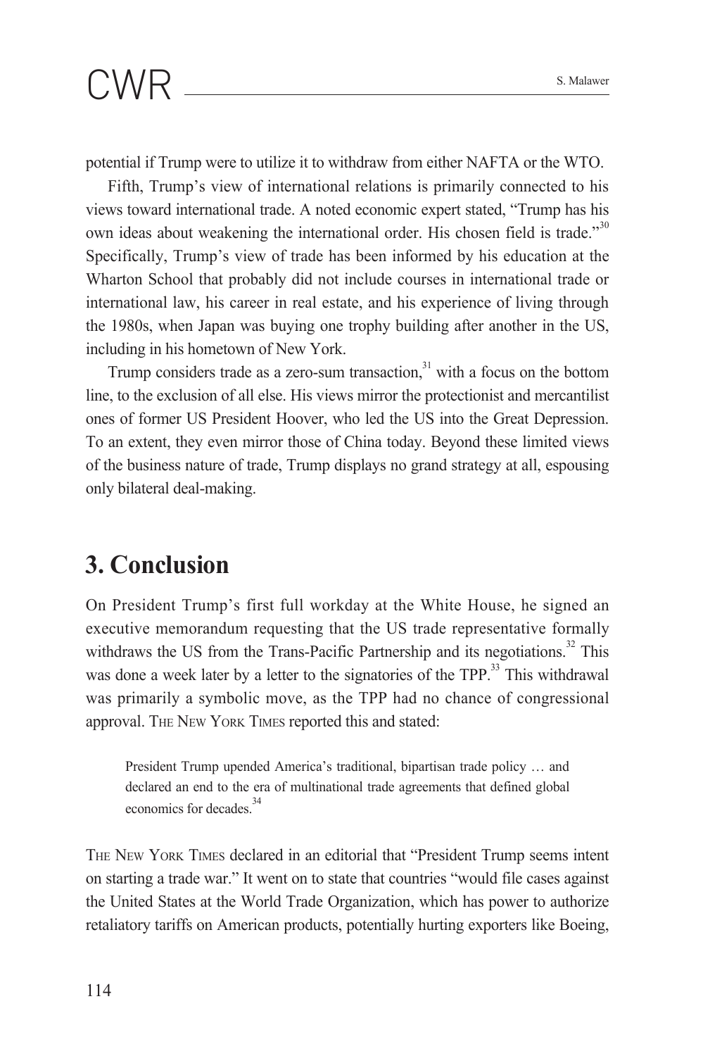potential if Trump were to utilize it to withdraw from either NAFTA or the WTO.

Fifth, Trump's view of international relations is primarily connected to his views toward international trade. A noted economic expert stated, "Trump has his own ideas about weakening the international order. His chosen field is trade."[30] Specifically, Trump's view of trade has been informed by his education at the Wharton School that probably did not include courses in international trade or international law, his career in real estate, and his experience of living through the 1980s, when Japan was buying one trophy building after another in the US, including in his hometown of New York.

Trump considers trade as a zero-sum transaction,[31] with a focus on the bottom line, to the exclusion of all else. His views mirror the protectionist and mercantilist ones of former US President Hoover, who led the US into the Great Depression. To an extent, they even mirror those of China today. Beyond these limited views of the business nature of trade, Trump displays no grand strategy at all, espousing only bilateral deal-making.

## 3. Conclusion

On President Trump's first full workday at the White House, he signed an executive memorandum requesting that the US trade representative formally withdraws the US from the Trans-Pacific Partnership and its negotiations.[32] This was done a week later by a letter to the signatories of the TPP.[33] This withdrawal was primarily a symbolic move, as the TPP had no chance of congressional approval. THE NEW YORK TIMES reported this and stated:

> President Trump upended America's traditional, bipartisan trade policy … and declared an end to the era of multinational trade agreements that defined global economics for decades.[34]

THE NEW YORK TIMES declared in an editorial that "President Trump seems intent on starting a trade war." It went on to state that countries "would file cases against the United States at the World Trade Organization, which has power to authorize retaliatory tariffs on American products, potentially hurting exporters like Boeing,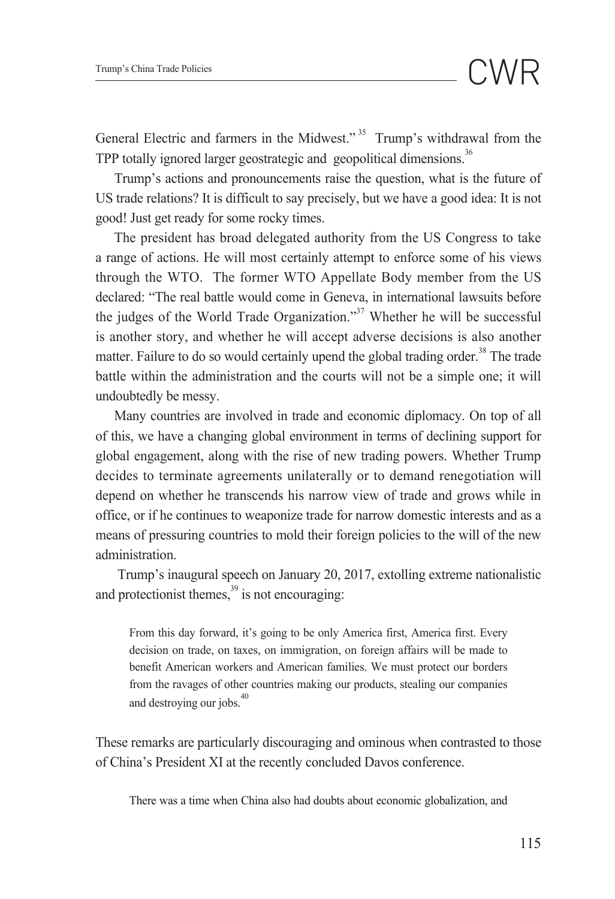General Electric and farmers in the Midwest."[35] Trump's withdrawal from the TPP totally ignored larger geostrategic and geopolitical dimensions.[36]

Trump's actions and pronouncements raise the question, what is the future of US trade relations? It is difficult to say precisely, but we have a good idea: It is not good! Just get ready for some rocky times.

The president has broad delegated authority from the US Congress to take a range of actions. He will most certainly attempt to enforce some of his views through the WTO. The former WTO Appellate Body member from the US declared: "The real battle would come in Geneva, in international lawsuits before the judges of the World Trade Organization."[37] Whether he will be successful is another story, and whether he will accept adverse decisions is also another matter. Failure to do so would certainly upend the global trading order.[38] The trade battle within the administration and the courts will not be a simple one; it will undoubtedly be messy.

Many countries are involved in trade and economic diplomacy. On top of all of this, we have a changing global environment in terms of declining support for global engagement, along with the rise of new trading powers. Whether Trump decides to terminate agreements unilaterally or to demand renegotiation will depend on whether he transcends his narrow view of trade and grows while in office, or if he continues to weaponize trade for narrow domestic interests and as a means of pressuring countries to mold their foreign policies to the will of the new administration.

Trump's inaugural speech on January 20, 2017, extolling extreme nationalistic and protectionist themes,[39] is not encouraging:

> From this day forward, it's going to be only America first, America first. Every decision on trade, on taxes, on immigration, on foreign affairs will be made to benefit American workers and American families. We must protect our borders from the ravages of other countries making our products, stealing our companies and destroying our jobs.[40]

These remarks are particularly discouraging and ominous when contrasted to those of China's President XI at the recently concluded Davos conference.

> There was a time when China also had doubts about economic globalization, and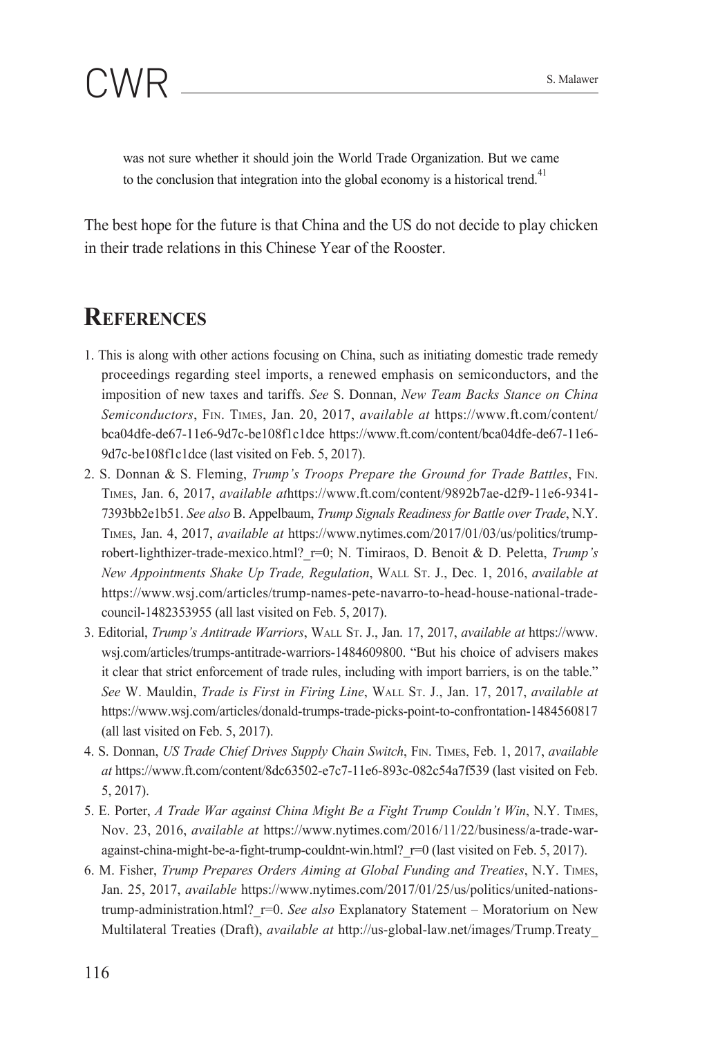was not sure whether it should join the World Trade Organization. But we came to the conclusion that integration into the global economy is a historical trend.[41]

The best hope for the future is that China and the US do not decide to play chicken in their trade relations in this Chinese Year of the Rooster.

## References

1. This is along with other actions focusing on China, such as initiating domestic trade remedy proceedings regarding steel imports, a renewed emphasis on semiconductors, and the imposition of new taxes and tariffs. *See* S. Donnan, *New Team Backs Stance on China Semiconductors*, Fin. Times, Jan. 20, 2017, *available at* https://www.ft.com/content/bca04dfe-de67-11e6-9d7c-be108f1c1dce https://www.ft.com/content/bca04dfe-de67-11e6-9d7c-be108f1c1dce (last visited on Feb. 5, 2017).
2. S. Donnan & S. Fleming, *Trump's Troops Prepare the Ground for Trade Battles*, Fin. Times, Jan. 6, 2017, *available at*https://www.ft.com/content/9892b7ae-d2f9-11e6-9341-7393bb2e1b51. *See also* B. Appelbaum, *Trump Signals Readiness for Battle over Trade*, N.Y. Times, Jan. 4, 2017, *available at* https://www.nytimes.com/2017/01/03/us/politics/trump-robert-lighthizer-trade-mexico.html?_r=0; N. Timiraos, D. Benoit & D. Peletta, *Trump's New Appointments Shake Up Trade, Regulation*, Wall St. J., Dec. 1, 2016, *available at* https://www.wsj.com/articles/trump-names-pete-navarro-to-head-house-national-trade-council-1482353955 (all last visited on Feb. 5, 2017).
3. Editorial, *Trump's Antitrade Warriors*, Wall St. J., Jan. 17, 2017, *available at* https://www.wsj.com/articles/trumps-antitrade-warriors-1484609800. "But his choice of advisers makes it clear that strict enforcement of trade rules, including with import barriers, is on the table." *See* W. Mauldin, *Trade is First in Firing Line*, Wall St. J., Jan. 17, 2017, *available at* https://www.wsj.com/articles/donald-trumps-trade-picks-point-to-confrontation-1484560817 (all last visited on Feb. 5, 2017).
4. S. Donnan, *US Trade Chief Drives Supply Chain Switch*, Fin. Times, Feb. 1, 2017, *available at* https://www.ft.com/content/8dc63502-e7c7-11e6-893c-082c54a7f539 (last visited on Feb. 5, 2017).
5. E. Porter, *A Trade War against China Might Be a Fight Trump Couldn't Win*, N.Y. Times, Nov. 23, 2016, *available at* https://www.nytimes.com/2016/11/22/business/a-trade-war-against-china-might-be-a-fight-trump-couldnt-win.html?_r=0 (last visited on Feb. 5, 2017).
6. M. Fisher, *Trump Prepares Orders Aiming at Global Funding and Treaties*, N.Y. Times, Jan. 25, 2017, *available* https://www.nytimes.com/2017/01/25/us/politics/united-nations-trump-administration.html?_r=0. *See also* Explanatory Statement – Moratorium on New Multilateral Treaties (Draft), *available at* http://us-global-law.net/images/Trump.Treaty_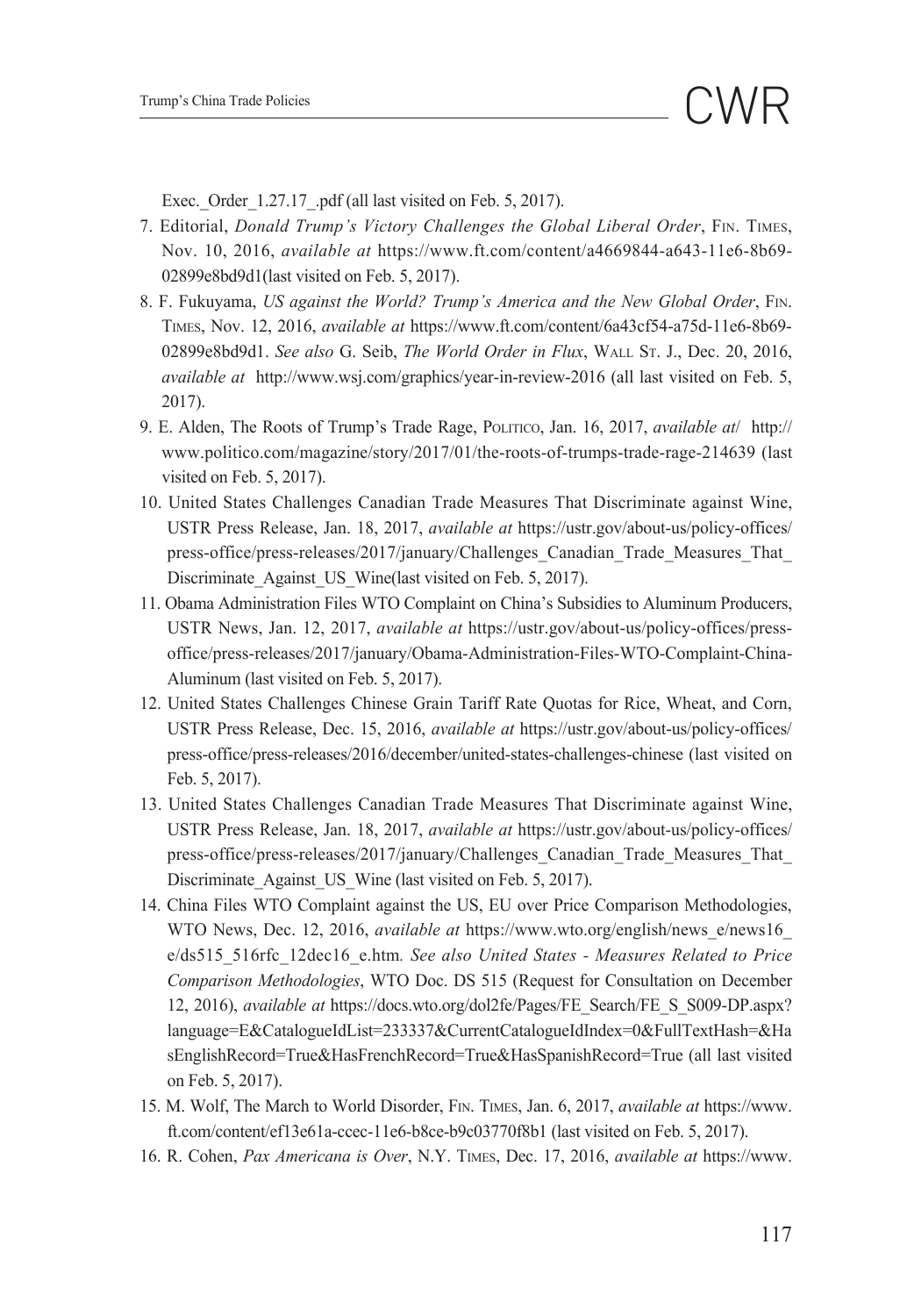Exec._Order_1.27.17_.pdf (all last visited on Feb. 5, 2017).

7. Editorial, *Donald Trump's Victory Challenges the Global Liberal Order*, Fin. Times, Nov. 10, 2016, *available at* https://www.ft.com/content/a4669844-a643-11e6-8b69-02899e8bd9d1(last visited on Feb. 5, 2017).
8. F. Fukuyama, *US against the World? Trump's America and the New Global Order*, Fin. Times, Nov. 12, 2016, *available at* https://www.ft.com/content/6a43cf54-a75d-11e6-8b69-02899e8bd9d1. *See also* G. Seib, *The World Order in Flux*, Wall St. J., Dec. 20, 2016, *available at* http://www.wsj.com/graphics/year-in-review-2016 (all last visited on Feb. 5, 2017).
9. E. Alden, The Roots of Trump's Trade Rage, Politico, Jan. 16, 2017, *available at*/ http://www.politico.com/magazine/story/2017/01/the-roots-of-trumps-trade-rage-214639 (last visited on Feb. 5, 2017).
10. United States Challenges Canadian Trade Measures That Discriminate against Wine, USTR Press Release, Jan. 18, 2017, *available at* https://ustr.gov/about-us/policy-offices/press-office/press-releases/2017/january/Challenges_Canadian_Trade_Measures_That_Discriminate_Against_US_Wine(last visited on Feb. 5, 2017).
11. Obama Administration Files WTO Complaint on China's Subsidies to Aluminum Producers, USTR News, Jan. 12, 2017, *available at* https://ustr.gov/about-us/policy-offices/press-office/press-releases/2017/january/Obama-Administration-Files-WTO-Complaint-China-Aluminum (last visited on Feb. 5, 2017).
12. United States Challenges Chinese Grain Tariff Rate Quotas for Rice, Wheat, and Corn, USTR Press Release, Dec. 15, 2016, *available at* https://ustr.gov/about-us/policy-offices/press-office/press-releases/2016/december/united-states-challenges-chinese (last visited on Feb. 5, 2017).
13. United States Challenges Canadian Trade Measures That Discriminate against Wine, USTR Press Release, Jan. 18, 2017, *available at* https://ustr.gov/about-us/policy-offices/press-office/press-releases/2017/january/Challenges_Canadian_Trade_Measures_That_Discriminate_Against_US_Wine (last visited on Feb. 5, 2017).
14. China Files WTO Complaint against the US, EU over Price Comparison Methodologies, WTO News, Dec. 12, 2016, *available at* https://www.wto.org/english/news_e/news16_e/ds515_516rfc_12dec16_e.htm. *See also United States - Measures Related to Price Comparison Methodologies*, WTO Doc. DS 515 (Request for Consultation on December 12, 2016), *available at* https://docs.wto.org/dol2fe/Pages/FE_Search/FE_S_S009-DP.aspx?language=E&CatalogueIdList=233337&CurrentCatalogueIdIndex=0&FullTextHash=&HasEnglishRecord=True&HasFrenchRecord=True&HasSpanishRecord=True (all last visited on Feb. 5, 2017).
15. M. Wolf, The March to World Disorder, Fin. Times, Jan. 6, 2017, *available at* https://www.ft.com/content/ef13e61a-ccec-11e6-b8ce-b9c03770f8b1 (last visited on Feb. 5, 2017).
16. R. Cohen, *Pax Americana is Over*, N.Y. Times, Dec. 17, 2016, *available at* https://www.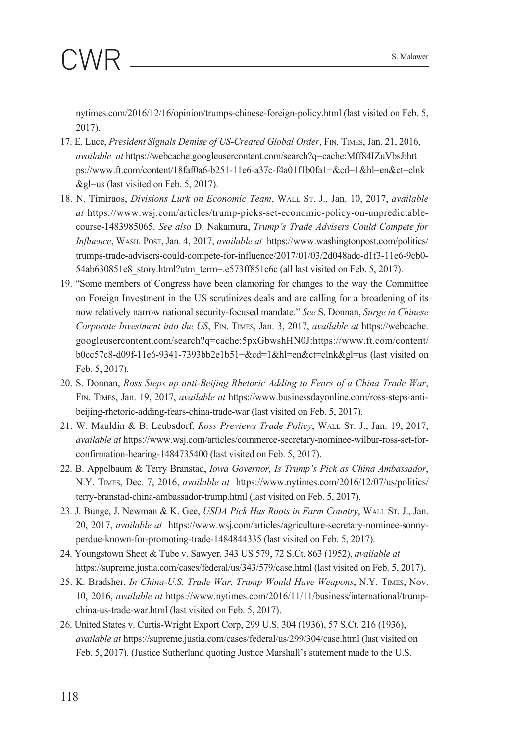nytimes.com/2016/12/16/opinion/trumps-chinese-foreign-policy.html (last visited on Feb. 5, 2017).

17. E. Luce, *President Signals Demise of US-Created Global Order*, Fin. Times, Jan. 21, 2016, *available at* https://webcache.googleusercontent.com/search?q=cache:Mff84IZuVbsJ:https://www.ft.com/content/18faf0a6-b251-11e6-a37c-f4a01f1b0fa1+&cd=1&hl=en&ct=clnk&gl=us (last visited on Feb. 5, 2017).
18. N. Timiraos, *Divisions Lurk on Economic Team*, Wall St. J., Jan. 10, 2017, *available at* https://www.wsj.com/articles/trump-picks-set-economic-policy-on-unpredictable-course-1483985065. *See also* D. Nakamura, *Trump's Trade Advisers Could Compete for Influence*, Wash. Post, Jan. 4, 2017, *available at* https://www.washingtonpost.com/politics/trumps-trade-advisers-could-compete-for-influence/2017/01/03/2d048adc-d1f3-11e6-9cb0-54ab630851e8_story.html?utm_term=.e573ff851c6c (all last visited on Feb. 5, 2017).
19. "Some members of Congress have been clamoring for changes to the way the Committee on Foreign Investment in the US scrutinizes deals and are calling for a broadening of its now relatively narrow national security-focused mandate." *See* S. Donnan, *Surge in Chinese Corporate Investment into the US*, Fin. Times, Jan. 3, 2017, *available at* https://webcache.googleusercontent.com/search?q=cache:5pxGbwshHN0J:https://www.ft.com/content/b0cc57c8-d09f-11e6-9341-7393bb2e1b51+&cd=1&hl=en&ct=clnk&gl=us (last visited on Feb. 5, 2017).
20. S. Donnan, *Ross Steps up anti-Beijing Rhetoric Adding to Fears of a China Trade War*, Fin. Times, Jan. 19, 2017, *available at* https://www.businessdayonline.com/ross-steps-anti-beijing-rhetoric-adding-fears-china-trade-war (last visited on Feb. 5, 2017).
21. W. Mauldin & B. Leubsdorf, *Ross Previews Trade Policy*, Wall St. J., Jan. 19, 2017, *available at* https://www.wsj.com/articles/commerce-secretary-nominee-wilbur-ross-set-for-confirmation-hearing-1484735400 (last visited on Feb. 5, 2017).
22. B. Appelbaum & Terry Branstad, *Iowa Governor, Is Trump's Pick as China Ambassador*, N.Y. Times, Dec. 7, 2016, *available at* https://www.nytimes.com/2016/12/07/us/politics/terry-branstad-china-ambassador-trump.html (last visited on Feb. 5, 2017).
23. J. Bunge, J. Newman & K. Gee, *USDA Pick Has Roots in Farm Country*, Wall St. J., Jan. 20, 2017, *available at* https://www.wsj.com/articles/agriculture-secretary-nominee-sonny-perdue-known-for-promoting-trade-1484844335 (last visited on Feb. 5, 2017).
24. Youngstown Sheet & Tube v. Sawyer, 343 US 579, 72 S.Ct. 863 (1952), *available at* https://supreme.justia.com/cases/federal/us/343/579/case.html (last visited on Feb. 5, 2017).
25. K. Bradsher, *In China-U.S. Trade War, Trump Would Have Weapons*, N.Y. Times, Nov. 10, 2016, *available at* https://www.nytimes.com/2016/11/11/business/international/trump-china-us-trade-war.html (last visited on Feb. 5, 2017).
26. United States v. Curtis-Wright Export Corp, 299 U.S. 304 (1936), 57 S.Ct. 216 (1936), *available at* https://supreme.justia.com/cases/federal/us/299/304/case.html (last visited on Feb. 5, 2017). (Justice Sutherland quoting Justice Marshall's statement made to the U.S.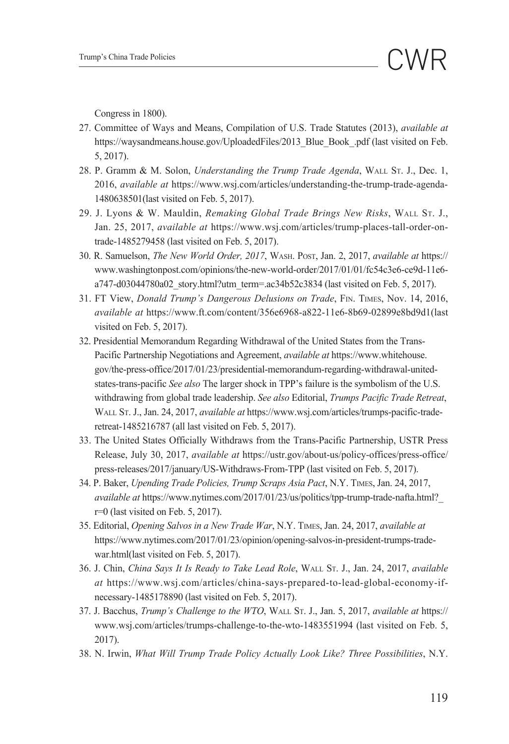Congress in 1800).

27. Committee of Ways and Means, Compilation of U.S. Trade Statutes (2013), *available at* https://waysandmeans.house.gov/UploadedFiles/2013_Blue_Book_.pdf (last visited on Feb. 5, 2017).
28. P. Gramm & M. Solon, *Understanding the Trump Trade Agenda*, Wall St. J., Dec. 1, 2016, *available at* https://www.wsj.com/articles/understanding-the-trump-trade-agenda-1480638501(last visited on Feb. 5, 2017).
29. J. Lyons & W. Mauldin, *Remaking Global Trade Brings New Risks*, Wall St. J., Jan. 25, 2017, *available at* https://www.wsj.com/articles/trump-places-tall-order-on-trade-1485279458 (last visited on Feb. 5, 2017).
30. R. Samuelson, *The New World Order, 2017*, Wash. Post, Jan. 2, 2017, *available at* https://www.washingtonpost.com/opinions/the-new-world-order/2017/01/01/fc54c3e6-ce9d-11e6-a747-d03044780a02_story.html?utm_term=.ac34b52c3834 (last visited on Feb. 5, 2017).
31. FT View, *Donald Trump's Dangerous Delusions on Trade*, Fin. Times, Nov. 14, 2016, *available at* https://www.ft.com/content/356e6968-a822-11e6-8b69-02899e8bd9d1(last visited on Feb. 5, 2017).
32. Presidential Memorandum Regarding Withdrawal of the United States from the Trans-Pacific Partnership Negotiations and Agreement, *available at* https://www.whitehouse.gov/the-press-office/2017/01/23/presidential-memorandum-regarding-withdrawal-united-states-trans-pacific *See also* The larger shock in TPP's failure is the symbolism of the U.S. withdrawing from global trade leadership. *See also* Editorial, *Trumps Pacific Trade Retreat*, Wall St. J., Jan. 24, 2017, *available at* https://www.wsj.com/articles/trumps-pacific-trade-retreat-1485216787 (all last visited on Feb. 5, 2017).
33. The United States Officially Withdraws from the Trans-Pacific Partnership, USTR Press Release, July 30, 2017, *available at* https://ustr.gov/about-us/policy-offices/press-office/press-releases/2017/january/US-Withdraws-From-TPP (last visited on Feb. 5, 2017).
34. P. Baker, *Upending Trade Policies, Trump Scraps Asia Pact*, N.Y. Times, Jan. 24, 2017, *available at* https://www.nytimes.com/2017/01/23/us/politics/tpp-trump-trade-nafta.html?_r=0 (last visited on Feb. 5, 2017).
35. Editorial, *Opening Salvos in a New Trade War*, N.Y. Times, Jan. 24, 2017, *available at* https://www.nytimes.com/2017/01/23/opinion/opening-salvos-in-president-trumps-trade-war.html(last visited on Feb. 5, 2017).
36. J. Chin, *China Says It Is Ready to Take Lead Role*, Wall St. J., Jan. 24, 2017, *available at* https://www.wsj.com/articles/china-says-prepared-to-lead-global-economy-if-necessary-1485178890 (last visited on Feb. 5, 2017).
37. J. Bacchus, *Trump's Challenge to the WTO*, Wall St. J., Jan. 5, 2017, *available at* https://www.wsj.com/articles/trumps-challenge-to-the-wto-1483551994 (last visited on Feb. 5, 2017).
38. N. Irwin, *What Will Trump Trade Policy Actually Look Like? Three Possibilities*, N.Y.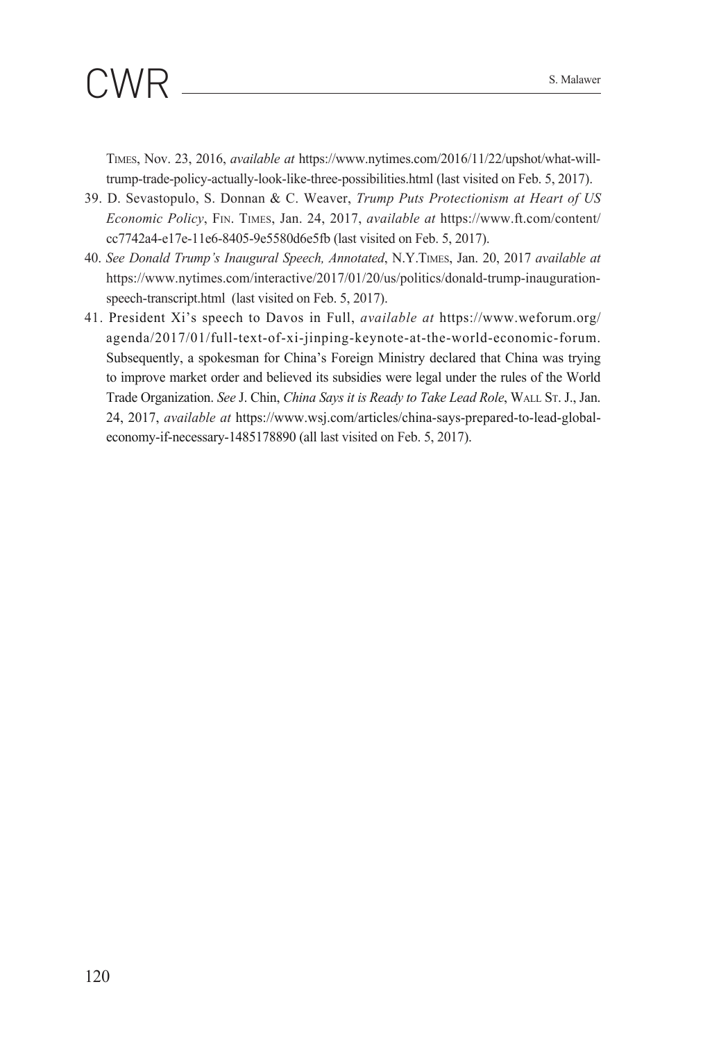TIMES, Nov. 23, 2016, *available at* https://www.nytimes.com/2016/11/22/upshot/what-will-trump-trade-policy-actually-look-like-three-possibilities.html (last visited on Feb. 5, 2017).

39. D. Sevastopulo, S. Donnan & C. Weaver, *Trump Puts Protectionism at Heart of US Economic Policy*, FIN. TIMES, Jan. 24, 2017, *available at* https://www.ft.com/content/cc7742a4-e17e-11e6-8405-9e5580d6e5fb (last visited on Feb. 5, 2017).
40. *See Donald Trump's Inaugural Speech, Annotated*, N.Y.TIMES, Jan. 20, 2017 *available at* https://www.nytimes.com/interactive/2017/01/20/us/politics/donald-trump-inauguration-speech-transcript.html (last visited on Feb. 5, 2017).
41. President Xi's speech to Davos in Full, *available at* https://www.weforum.org/agenda/2017/01/full-text-of-xi-jinping-keynote-at-the-world-economic-forum. Subsequently, a spokesman for China's Foreign Ministry declared that China was trying to improve market order and believed its subsidies were legal under the rules of the World Trade Organization. *See* J. Chin, *China Says it is Ready to Take Lead Role*, WALL ST. J., Jan. 24, 2017, *available at* https://www.wsj.com/articles/china-says-prepared-to-lead-global-economy-if-necessary-1485178890 (all last visited on Feb. 5, 2017).